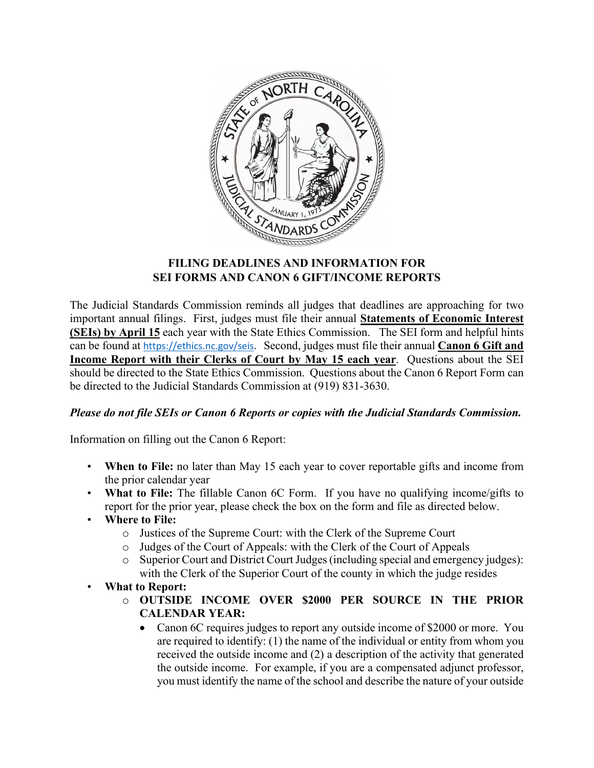## FILING DEADLINES AND INFORMATION FOR SEI FORMS AND CANON 6 GIFT/INCOME REPORTS

The Judicial Standards Commission reminds all judges that deadlines are approaching for two important annual filings. First, judges must file their annual **Statements of Economic Interest (SEIs) by April 15** each year with the State Ethics Commission. The SEI form and helpful hints can be found at https://ethics.nc.gov/seis. Second, judges must file their annual **Canon 6 Gift and Income Report with their Clerks of Court by May 15 each year**. Questions about the SEI should be directed to the State Ethics Commission. Questions about the Canon 6 Report Form can be directed to the Judicial Standards Commission at (919) 831-3630.

***Please do not file SEIs or Canon 6 Reports or copies with the Judicial Standards Commission.***

Information on filling out the Canon 6 Report:

- **When to File:** no later than May 15 each year to cover reportable gifts and income from the prior calendar year
- **What to File:** The fillable Canon 6C Form. If you have no qualifying income/gifts to report for the prior year, please check the box on the form and file as directed below.
- **Where to File:**
  - Justices of the Supreme Court: with the Clerk of the Supreme Court
  - Judges of the Court of Appeals: with the Clerk of the Court of Appeals
  - Superior Court and District Court Judges (including special and emergency judges): with the Clerk of the Superior Court of the county in which the judge resides
- **What to Report:**
  - **OUTSIDE INCOME OVER $2000 PER SOURCE IN THE PRIOR CALENDAR YEAR:**
    - Canon 6C requires judges to report any outside income of $2000 or more. You are required to identify: (1) the name of the individual or entity from whom you received the outside income and (2) a description of the activity that generated the outside income. For example, if you are a compensated adjunct professor, you must identify the name of the school and describe the nature of your outside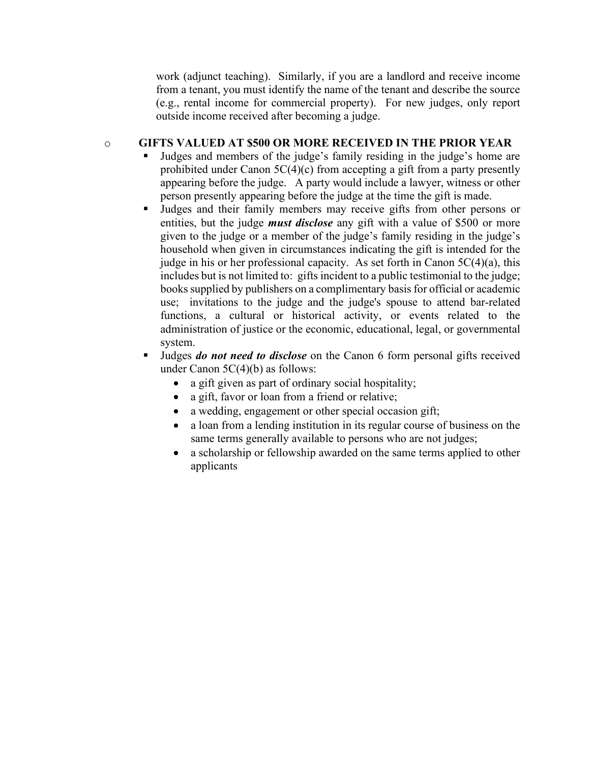work (adjunct teaching). Similarly, if you are a landlord and receive income from a tenant, you must identify the name of the tenant and describe the source (e.g., rental income for commercial property). For new judges, only report outside income received after becoming a judge.

- **GIFTS VALUED AT $500 OR MORE RECEIVED IN THE PRIOR YEAR**
  - Judges and members of the judge's family residing in the judge's home are prohibited under Canon 5C(4)(c) from accepting a gift from a party presently appearing before the judge. A party would include a lawyer, witness or other person presently appearing before the judge at the time the gift is made.
  - Judges and their family members may receive gifts from other persons or entities, but the judge ***must disclose*** any gift with a value of $500 or more given to the judge or a member of the judge's family residing in the judge's household when given in circumstances indicating the gift is intended for the judge in his or her professional capacity. As set forth in Canon 5C(4)(a), this includes but is not limited to: gifts incident to a public testimonial to the judge; books supplied by publishers on a complimentary basis for official or academic use; invitations to the judge and the judge's spouse to attend bar-related functions, a cultural or historical activity, or events related to the administration of justice or the economic, educational, legal, or governmental system.
  - Judges ***do not need to disclose*** on the Canon 6 form personal gifts received under Canon 5C(4)(b) as follows:
    - a gift given as part of ordinary social hospitality;
    - a gift, favor or loan from a friend or relative;
    - a wedding, engagement or other special occasion gift;
    - a loan from a lending institution in its regular course of business on the same terms generally available to persons who are not judges;
    - a scholarship or fellowship awarded on the same terms applied to other applicants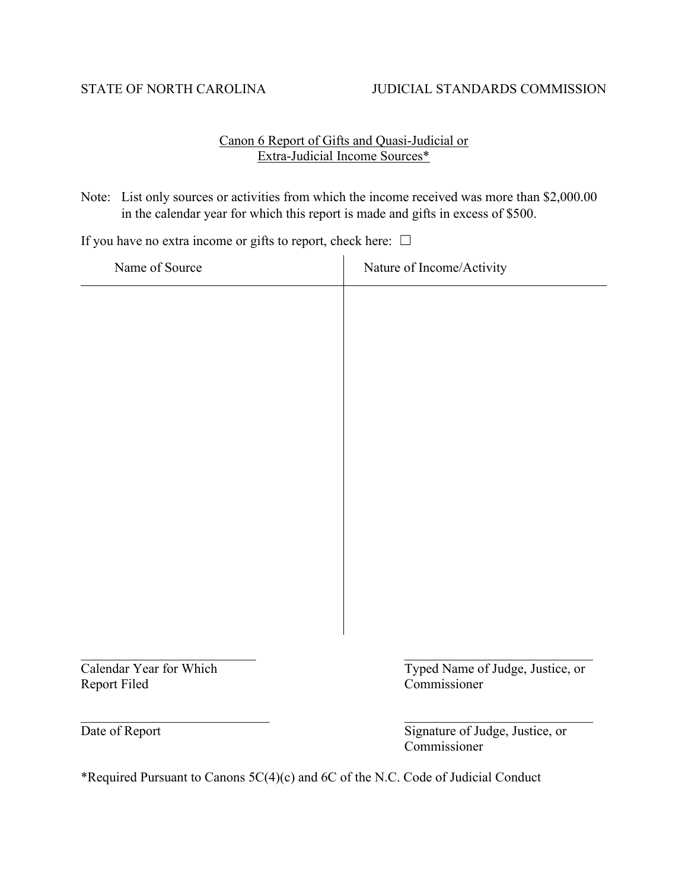STATE OF NORTH CAROLINA JUDICIAL STANDARDS COMMISSION

## Canon 6 Report of Gifts and Quasi-Judicial or Extra-Judicial Income Sources*

Note: List only sources or activities from which the income received was more than $2,000.00 in the calendar year for which this report is made and gifts in excess of $500.

If you have no extra income or gifts to report, check here: ☐

| Name of Source | Nature of Income/Activity |
| --- | --- |
| | |

\_\_\_\_\_\_\_\_\_\_\_\_\_\_\_\_\_\_\_\_\_\_\_\_\_\_\_\_
Calendar Year for Which Report Filed

\_\_\_\_\_\_\_\_\_\_\_\_\_\_\_\_\_\_\_\_\_\_\_\_\_\_\_\_
Typed Name of Judge, Justice, or Commissioner

\_\_\_\_\_\_\_\_\_\_\_\_\_\_\_\_\_\_\_\_\_\_\_\_\_\_\_\_
Date of Report

\_\_\_\_\_\_\_\_\_\_\_\_\_\_\_\_\_\_\_\_\_\_\_\_\_\_\_\_
Signature of Judge, Justice, or Commissioner

*Required Pursuant to Canons 5C(4)(c) and 6C of the N.C. Code of Judicial Conduct